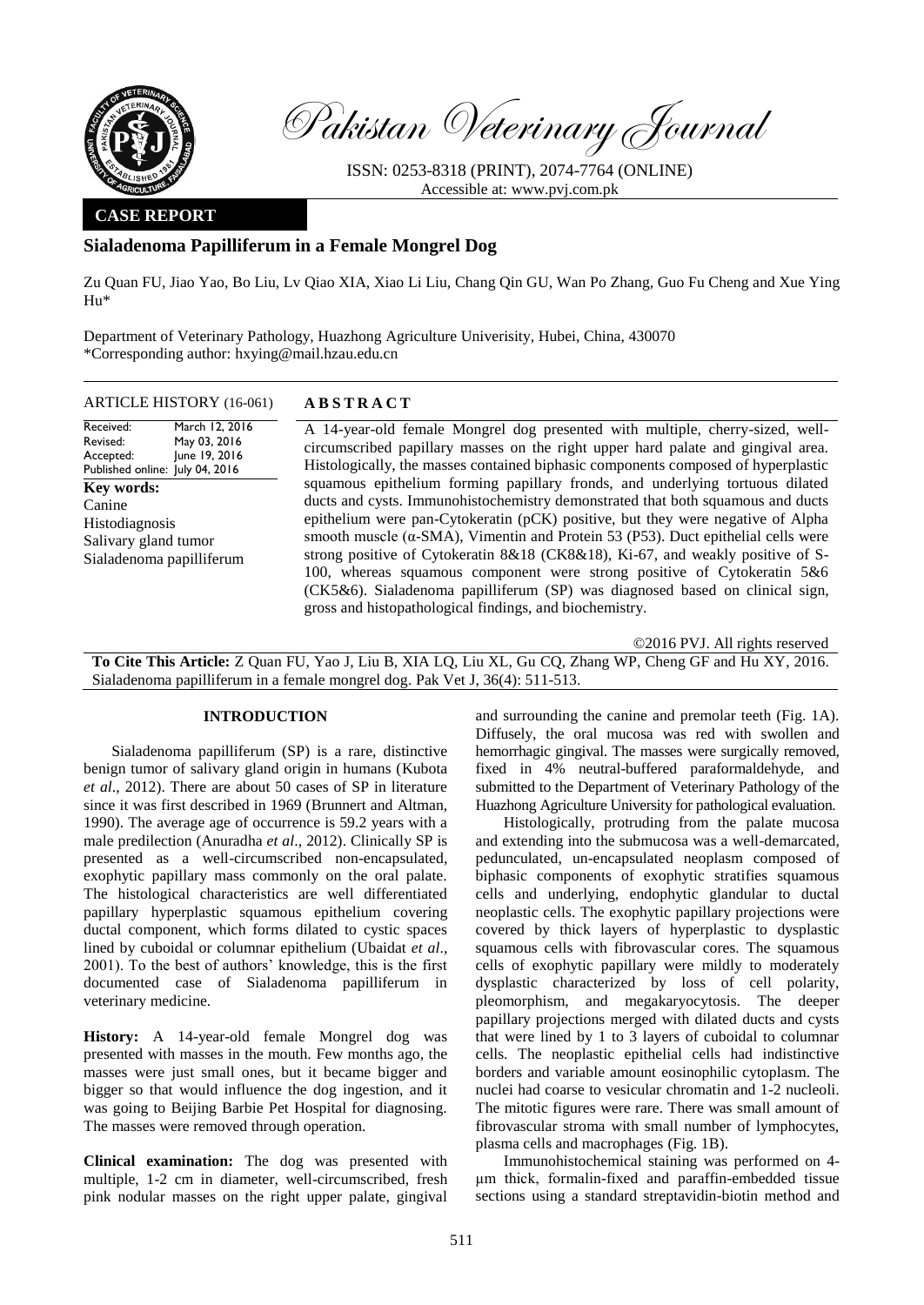Pakistan Veterinary Journal

ISSN: 0253-8318 (PRINT), 2074-7764 (ONLINE)
Accessible at: www.pvj.com.pk

**CASE REPORT**

# Sialadenoma Papilliferum in a Female Mongrel Dog

Zu Quan FU, Jiao Yao, Bo Liu, Lv Qiao XIA, Xiao Li Liu, Chang Qin GU, Wan Po Zhang, Guo Fu Cheng and Xue Ying Hu*

Department of Veterinary Pathology, Huazhong Agriculture Univerisity, Hubei, China, 430070
*Corresponding author: hxying@mail.hzau.edu.cn

**ARTICLE HISTORY** (16-061)

Received: March 12, 2016
Revised: May 03, 2016
Accepted: June 19, 2016
Published online: July 04, 2016

**Key words:**
Canine
Histodiagnosis
Salivary gland tumor
Sialadenoma papilliferum

## ABSTRACT

A 14-year-old female Mongrel dog presented with multiple, cherry-sized, well-circumscribed papillary masses on the right upper hard palate and gingival area. Histologically, the masses contained biphasic components composed of hyperplastic squamous epithelium forming papillary fronds, and underlying tortuous dilated ducts and cysts. Immunohistochemistry demonstrated that both squamous and ducts epithelium were pan-Cytokeratin (pCK) positive, but they were negative of Alpha smooth muscle (α-SMA), Vimentin and Protein 53 (P53). Duct epithelial cells were strong positive of Cytokeratin 8&18 (CK8&18), Ki-67, and weakly positive of S-100, whereas squamous component were strong positive of Cytokeratin 5&6 (CK5&6). Sialadenoma papilliferum (SP) was diagnosed based on clinical sign, gross and histopathological findings, and biochemistry.

©2016 PVJ. All rights reserved

**To Cite This Article:** Z Quan FU, Yao J, Liu B, XIA LQ, Liu XL, Gu CQ, Zhang WP, Cheng GF and Hu XY, 2016. Sialadenoma papilliferum in a female mongrel dog. Pak Vet J, 36(4): 511-513.

## INTRODUCTION

Sialadenoma papilliferum (SP) is a rare, distinctive benign tumor of salivary gland origin in humans (Kubota *et al*., 2012). There are about 50 cases of SP in literature since it was first described in 1969 (Brunnert and Altman, 1990). The average age of occurrence is 59.2 years with a male predilection (Anuradha *et al*., 2012). Clinically SP is presented as a well-circumscribed non-encapsulated, exophytic papillary mass commonly on the oral palate. The histological characteristics are well differentiated papillary hyperplastic squamous epithelium covering ductal component, which forms dilated to cystic spaces lined by cuboidal or columnar epithelium (Ubaidat *et al*., 2001). To the best of authors' knowledge, this is the first documented case of Sialadenoma papilliferum in veterinary medicine.

**History:** A 14-year-old female Mongrel dog was presented with masses in the mouth. Few months ago, the masses were just small ones, but it became bigger and bigger so that would influence the dog ingestion, and it was going to Beijing Barbie Pet Hospital for diagnosing. The masses were removed through operation.

**Clinical examination:** The dog was presented with multiple, 1-2 cm in diameter, well-circumscribed, fresh pink nodular masses on the right upper palate, gingival and surrounding the canine and premolar teeth (Fig. 1A). Diffusely, the oral mucosa was red with swollen and hemorrhagic gingival. The masses were surgically removed, fixed in 4% neutral-buffered paraformaldehyde, and submitted to the Department of Veterinary Pathology of the Huazhong Agriculture University for pathological evaluation.

Histologically, protruding from the palate mucosa and extending into the submucosa was a well-demarcated, pedunculated, un-encapsulated neoplasm composed of biphasic components of exophytic stratifies squamous cells and underlying, endophytic glandular to ductal neoplastic cells. The exophytic papillary projections were covered by thick layers of hyperplastic to dysplastic squamous cells with fibrovascular cores. The squamous cells of exophytic papillary were mildly to moderately dysplastic characterized by loss of cell polarity, pleomorphism, and megakaryocytosis. The deeper papillary projections merged with dilated ducts and cysts that were lined by 1 to 3 layers of cuboidal to columnar cells. The neoplastic epithelial cells had indistinctive borders and variable amount eosinophilic cytoplasm. The nuclei had coarse to vesicular chromatin and 1-2 nucleoli. The mitotic figures were rare. There was small amount of fibrovascular stroma with small number of lymphocytes, plasma cells and macrophages (Fig. 1B).

Immunohistochemical staining was performed on 4-μm thick, formalin-fixed and paraffin-embedded tissue sections using a standard streptavidin-biotin method and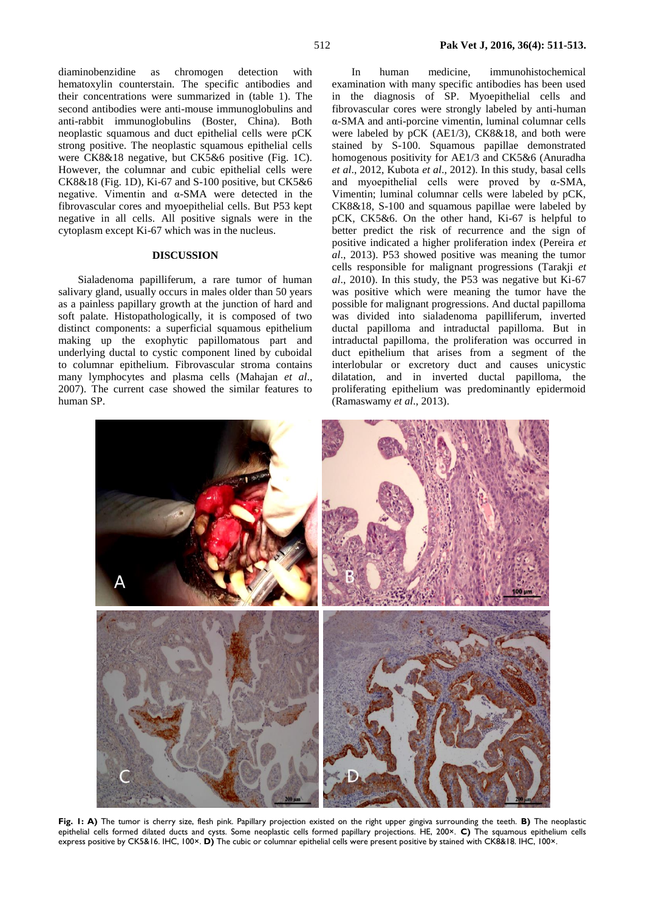diaminobenzidine as chromogen detection with hematoxylin counterstain. The specific antibodies and their concentrations were summarized in (table 1). The second antibodies were anti-mouse immunoglobulins and anti-rabbit immunoglobulins (Boster, China). Both neoplastic squamous and duct epithelial cells were pCK strong positive. The neoplastic squamous epithelial cells were CK8&18 negative, but CK5&6 positive (Fig. 1C). However, the columnar and cubic epithelial cells were CK8&18 (Fig. 1D), Ki-67 and S-100 positive, but CK5&6 negative. Vimentin and α-SMA were detected in the fibrovascular cores and myoepithelial cells. But P53 kept negative in all cells. All positive signals were in the cytoplasm except Ki-67 which was in the nucleus.

## DISCUSSION

Sialadenoma papilliferum, a rare tumor of human salivary gland, usually occurs in males older than 50 years as a painless papillary growth at the junction of hard and soft palate. Histopathologically, it is composed of two distinct components: a superficial squamous epithelium making up the exophytic papillomatous part and underlying ductal to cystic component lined by cuboidal to columnar epithelium. Fibrovascular stroma contains many lymphocytes and plasma cells (Mahajan *et al*., 2007). The current case showed the similar features to human SP.

In human medicine, immunohistochemical examination with many specific antibodies has been used in the diagnosis of SP. Myoepithelial cells and fibrovascular cores were strongly labeled by anti-human α-SMA and anti-porcine vimentin, luminal columnar cells were labeled by pCK (AE1/3), CK8&18, and both were stained by S-100. Squamous papillae demonstrated homogenous positivity for AE1/3 and CK5&6 (Anuradha *et al*., 2012, Kubota *et al*., 2012). In this study, basal cells and myoepithelial cells were proved by α-SMA, Vimentin; luminal columnar cells were labeled by pCK, CK8&18, S-100 and squamous papillae were labeled by pCK, CK5&6. On the other hand, Ki-67 is helpful to better predict the risk of recurrence and the sign of positive indicated a higher proliferation index (Pereira *et al*., 2013). P53 showed positive was meaning the tumor cells responsible for malignant progressions (Tarakji *et al*., 2010). In this study, the P53 was negative but Ki-67 was positive which were meaning the tumor have the possible for malignant progressions. And ductal papilloma was divided into sialadenoma papilliferum, inverted ductal papilloma and intraductal papilloma. But in intraductal papilloma, the proliferation was occurred in duct epithelium that arises from a segment of the interlobular or excretory duct and causes unicystic dilatation, and in inverted ductal papilloma, the proliferating epithelium was predominantly epidermoid (Ramaswamy *et al*., 2013).

**Fig. 1: A)** The tumor is cherry size, flesh pink. Papillary projection existed on the right upper gingiva surrounding the teeth. **B)** The neoplastic epithelial cells formed dilated ducts and cysts. Some neoplastic cells formed papillary projections. HE, 200×. **C)** The squamous epithelium cells express positive by CK5&16. IHC, 100×. **D)** The cubic or columnar epithelial cells were present positive by stained with CK8&18. IHC, 100×.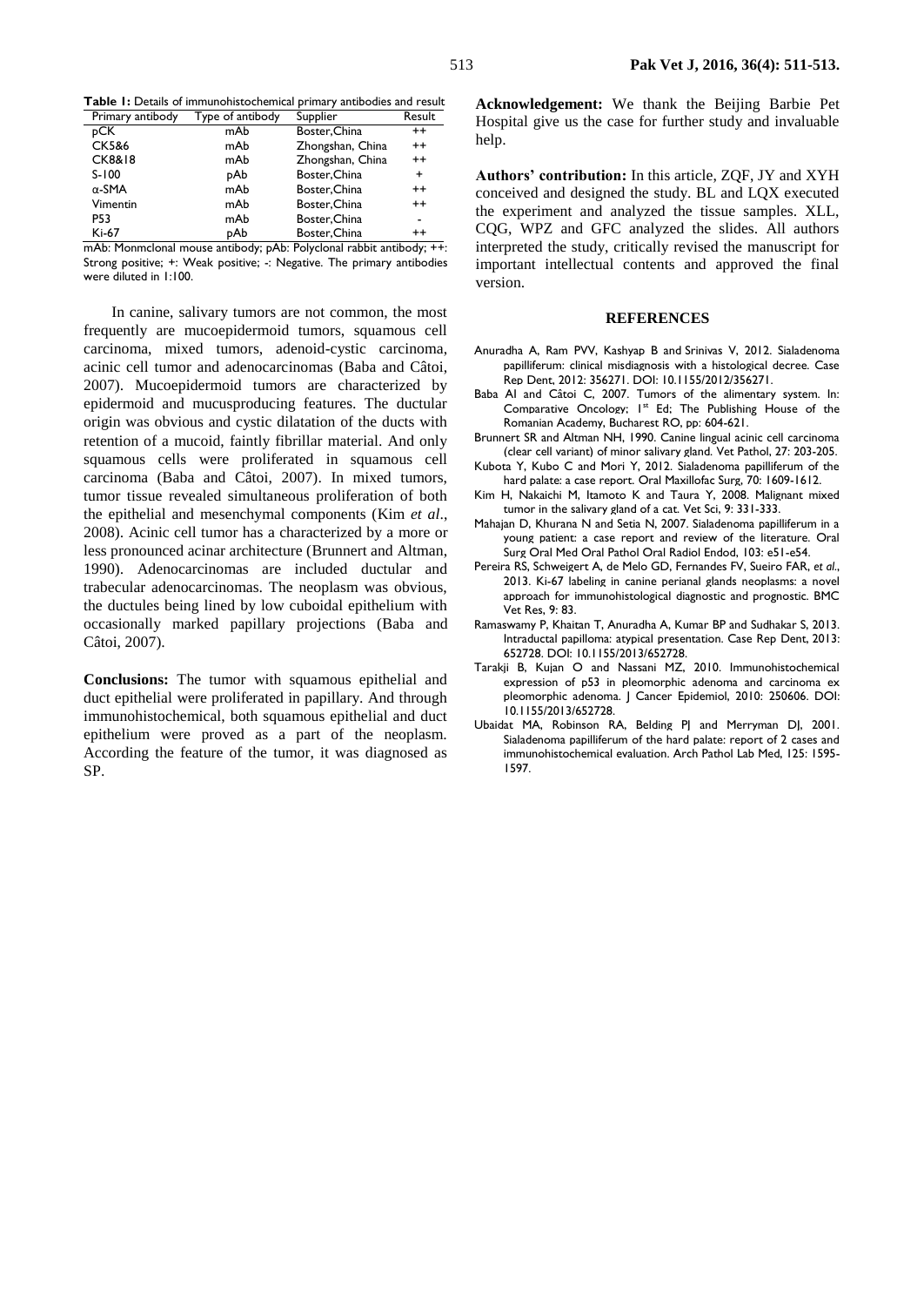**Table 1:** Details of immunohistochemical primary antibodies and result

| Primary antibody | Type of antibody | Supplier | Result |
|---|---|---|---|
| pCK | mAb | Boster,China | ++ |
| CK5&6 | mAb | Zhongshan, China | ++ |
| CK8&18 | mAb | Zhongshan, China | ++ |
| S-100 | pAb | Boster,China | + |
| α-SMA | mAb | Boster,China | ++ |
| Vimentin | mAb | Boster,China | ++ |
| P53 | mAb | Boster,China | - |
| Ki-67 | pAb | Boster,China | ++ |

mAb: Monmclonal mouse antibody; pAb: Polyclonal rabbit antibody; ++: Strong positive; +: Weak positive; -: Negative. The primary antibodies were diluted in 1:100.

In canine, salivary tumors are not common, the most frequently are mucoepidermoid tumors, squamous cell carcinoma, mixed tumors, adenoid-cystic carcinoma, acinic cell tumor and adenocarcinomas (Baba and Câtoi, 2007). Mucoepidermoid tumors are characterized by epidermoid and mucusproducing features. The ductular origin was obvious and cystic dilatation of the ducts with retention of a mucoid, faintly fibrillar material. And only squamous cells were proliferated in squamous cell carcinoma (Baba and Câtoi, 2007). In mixed tumors, tumor tissue revealed simultaneous proliferation of both the epithelial and mesenchymal components (Kim *et al*., 2008). Acinic cell tumor has a characterized by a more or less pronounced acinar architecture (Brunnert and Altman, 1990). Adenocarcinomas are included ductular and trabecular adenocarcinomas. The neoplasm was obvious, the ductules being lined by low cuboidal epithelium with occasionally marked papillary projections (Baba and Câtoi, 2007).

**Conclusions:** The tumor with squamous epithelial and duct epithelial were proliferated in papillary. And through immunohistochemical, both squamous epithelial and duct epithelium were proved as a part of the neoplasm. According the feature of the tumor, it was diagnosed as SP.

**Acknowledgement:** We thank the Beijing Barbie Pet Hospital give us the case for further study and invaluable help.

**Authors' contribution:** In this article, ZQF, JY and XYH conceived and designed the study. BL and LQX executed the experiment and analyzed the tissue samples. XLL, CQG, WPZ and GFC analyzed the slides. All authors interpreted the study, critically revised the manuscript for important intellectual contents and approved the final version.

## REFERENCES

Anuradha A, Ram PVV, Kashyap B and Srinivas V, 2012. Sialadenoma papilliferum: clinical misdiagnosis with a histological decree. Case Rep Dent, 2012: 356271. DOI: 10.1155/2012/356271.

Baba AI and Câtoi C, 2007. Tumors of the alimentary system. In: Comparative Oncology; 1st Ed; The Publishing House of the Romanian Academy, Bucharest RO, pp: 604-621.

Brunnert SR and Altman NH, 1990. Canine lingual acinic cell carcinoma (clear cell variant) of minor salivary gland. Vet Pathol, 27: 203-205.

Kubota Y, Kubo C and Mori Y, 2012. Sialadenoma papilliferum of the hard palate: a case report. Oral Maxillofac Surg, 70: 1609-1612.

Kim H, Nakaichi M, Itamoto K and Taura Y, 2008. Malignant mixed tumor in the salivary gland of a cat. Vet Sci, 9: 331-333.

Mahajan D, Khurana N and Setia N, 2007. Sialadenoma papilliferum in a young patient: a case report and review of the literature. Oral Surg Oral Med Oral Pathol Oral Radiol Endod, 103: e51-e54.

Pereira RS, Schweigert A, de Melo GD, Fernandes FV, Sueiro FAR, *et al*., 2013. Ki-67 labeling in canine perianal glands neoplasms: a novel approach for immunohistological diagnostic and prognostic. BMC Vet Res, 9: 83.

Ramaswamy P, Khaitan T, Anuradha A, Kumar BP and Sudhakar S, 2013. Intraductal papilloma: atypical presentation. Case Rep Dent, 2013: 652728. DOI: 10.1155/2013/652728.

Tarakji B, Kujan O and Nassani MZ, 2010. Immunohistochemical expression of p53 in pleomorphic adenoma and carcinoma ex pleomorphic adenoma. J Cancer Epidemiol, 2010: 250606. DOI: 10.1155/2013/652728.

Ubaidat MA, Robinson RA, Belding PJ and Merryman DJ, 2001. Sialadenoma papilliferum of the hard palate: report of 2 cases and immunohistochemical evaluation. Arch Pathol Lab Med, 125: 1595-1597.